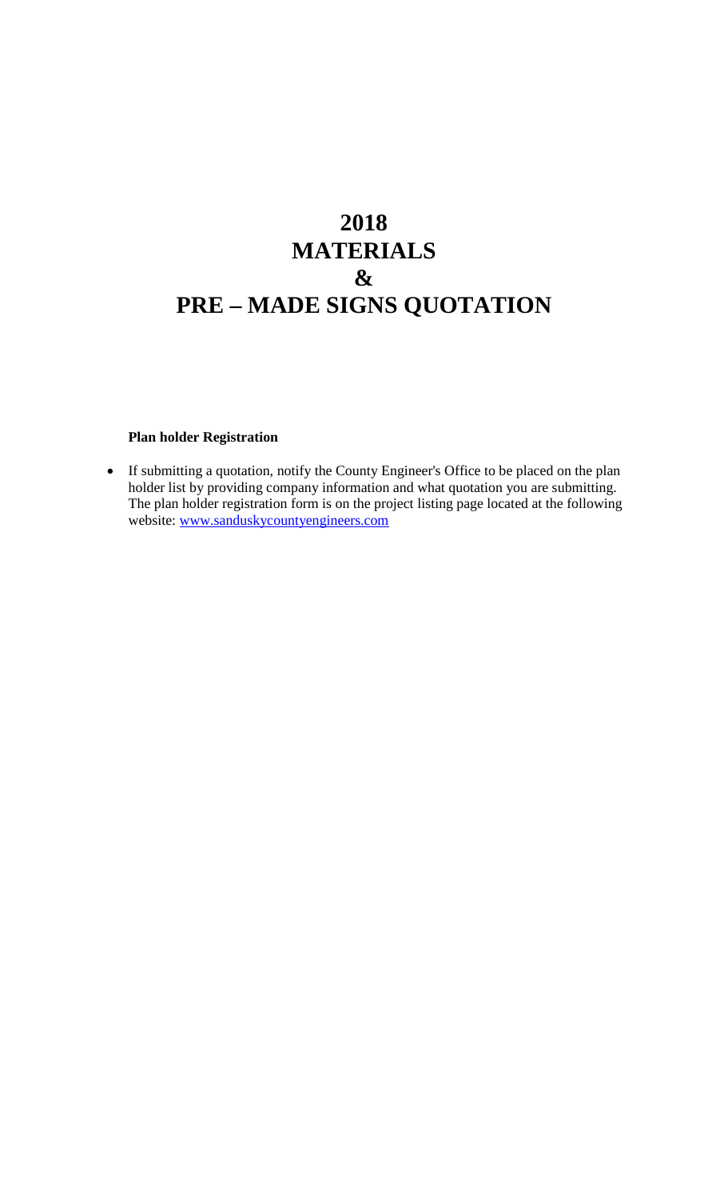# 2018
# MATERIALS
# &
# PRE – MADE SIGNS QUOTATION

**Plan holder Registration**

- If submitting a quotation, notify the County Engineer's Office to be placed on the plan holder list by providing company information and what quotation you are submitting. The plan holder registration form is on the project listing page located at the following website: [www.sanduskycountyengineers.com](http://www.sanduskycountyengineers.com)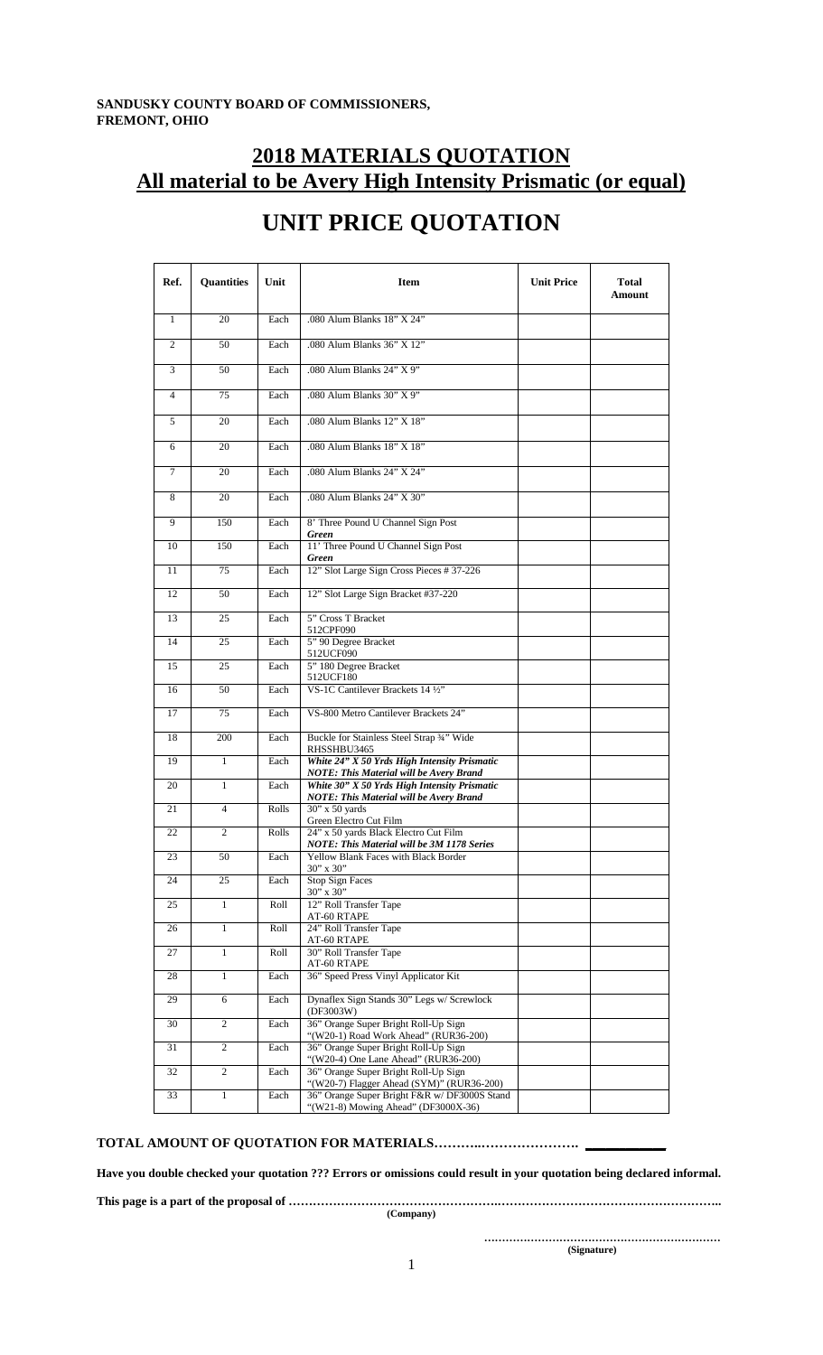**SANDUSKY COUNTY BOARD OF COMMISSIONERS,**
**FREMONT, OHIO**

## 2018 MATERIALS QUOTATION
## All material to be Avery High Intensity Prismatic (or equal)

# UNIT PRICE QUOTATION

| Ref. | Quantities | Unit | Item | Unit Price | Total Amount |
|---|---|---|---|---|---|
| 1 | 20 | Each | .080 Alum Blanks 18" X 24" | | |
| 2 | 50 | Each | .080 Alum Blanks 36" X 12" | | |
| 3 | 50 | Each | .080 Alum Blanks 24" X 9" | | |
| 4 | 75 | Each | .080 Alum Blanks 30" X 9" | | |
| 5 | 20 | Each | .080 Alum Blanks 12" X 18" | | |
| 6 | 20 | Each | .080 Alum Blanks 18" X 18" | | |
| 7 | 20 | Each | .080 Alum Blanks 24" X 24" | | |
| 8 | 20 | Each | .080 Alum Blanks 24" X 30" | | |
| 9 | 150 | Each | 8' Three Pound U Channel Sign Post ***Green*** | | |
| 10 | 150 | Each | 11' Three Pound U Channel Sign Post ***Green*** | | |
| 11 | 75 | Each | 12" Slot Large Sign Cross Pieces # 37-226 | | |
| 12 | 50 | Each | 12" Slot Large Sign Bracket #37-220 | | |
| 13 | 25 | Each | 5" Cross T Bracket 512CPF090 | | |
| 14 | 25 | Each | 5" 90 Degree Bracket 512UCF090 | | |
| 15 | 25 | Each | 5" 180 Degree Bracket 512UCF180 | | |
| 16 | 50 | Each | VS-1C Cantilever Brackets 14 ½" | | |
| 17 | 75 | Each | VS-800 Metro Cantilever Brackets 24" | | |
| 18 | 200 | Each | Buckle for Stainless Steel Strap ¾" Wide RHSSHBU3465 | | |
| 19 | 1 | Each | ***White 24" X 50 Yrds High Intensity Prismatic NOTE: This Material will be Avery Brand*** | | |
| 20 | 1 | Each | ***White 30" X 50 Yrds High Intensity Prismatic NOTE: This Material will be Avery Brand*** | | |
| 21 | 4 | Rolls | 30" x 50 yards Green Electro Cut Film | | |
| 22 | 2 | Rolls | 24" x 50 yards Black Electro Cut Film ***NOTE: This Material will be 3M 1178 Series*** | | |
| 23 | 50 | Each | Yellow Blank Faces with Black Border 30" x 30" | | |
| 24 | 25 | Each | Stop Sign Faces 30" x 30" | | |
| 25 | 1 | Roll | 12" Roll Transfer Tape AT-60 RTAPE | | |
| 26 | 1 | Roll | 24" Roll Transfer Tape AT-60 RTAPE | | |
| 27 | 1 | Roll | 30" Roll Transfer Tape AT-60 RTAPE | | |
| 28 | 1 | Each | 36" Speed Press Vinyl Applicator Kit | | |
| 29 | 6 | Each | Dynaflex Sign Stands 30" Legs w/ Screwlock (DF3003W) | | |
| 30 | 2 | Each | 36" Orange Super Bright Roll-Up Sign "(W20-1) Road Work Ahead" (RUR36-200) | | |
| 31 | 2 | Each | 36" Orange Super Bright Roll-Up Sign "(W20-4) One Lane Ahead" (RUR36-200) | | |
| 32 | 2 | Each | 36" Orange Super Bright Roll-Up Sign "(W20-7) Flagger Ahead (SYM)" (RUR36-200) | | |
| 33 | 1 | Each | 36" Orange Super Bright F&R w/ DF3000S Stand "(W21-8) Mowing Ahead" (DF3000X-36) | | |

**TOTAL AMOUNT OF QUOTATION FOR MATERIALS……….…………………. __________**

**Have you double checked your quotation ??? Errors or omissions could result in your quotation being declared informal.**

**This page is a part of the proposal of ……………………………………………………………………………………………..**
**(Company)**

**………………………………………………………**
**(Signature)**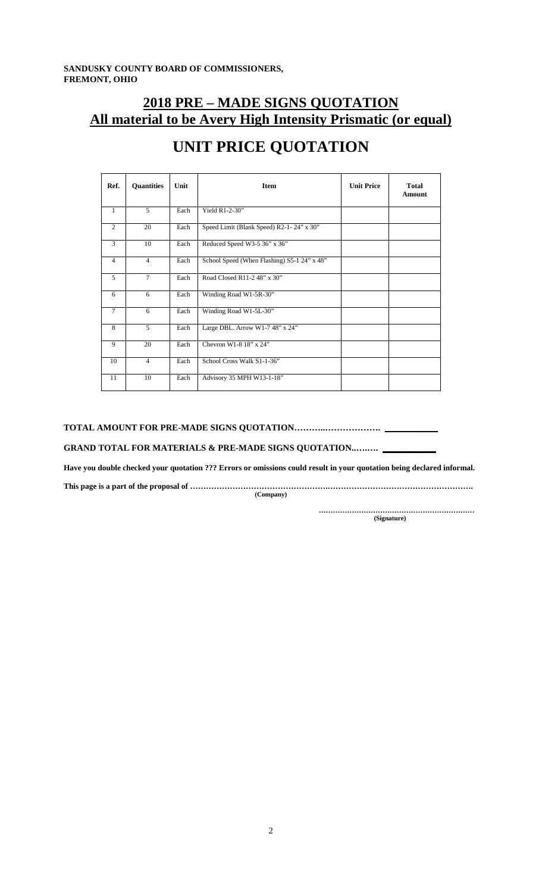**SANDUSKY COUNTY BOARD OF COMMISSIONERS,**
**FREMONT, OHIO**

# 2018 PRE – MADE SIGNS QUOTATION
# All material to be Avery High Intensity Prismatic (or equal)

# UNIT PRICE QUOTATION

| Ref. | Quantities | Unit | Item | Unit Price | Total Amount |
|---|---|---|---|---|---|
| 1 | 5 | Each | Yield R1-2-30" | | |
| 2 | 20 | Each | Speed Limit (Blank Speed) R2-1- 24" x 30" | | |
| 3 | 10 | Each | Reduced Speed W3-5 36" x 36" | | |
| 4 | 4 | Each | School Speed (When Flashing) S5-1 24" x 48" | | |
| 5 | 7 | Each | Road Closed R11-2 48" x 30" | | |
| 6 | 6 | Each | Winding Road W1-5R-30" | | |
| 7 | 6 | Each | Winding Road W1-5L-30" | | |
| 8 | 5 | Each | Large DBL. Arrow W1-7 48" x 24" | | |
| 9 | 20 | Each | Chevron W1-8 18" x 24" | | |
| 10 | 4 | Each | School Cross Walk S1-1-36" | | |
| 11 | 10 | Each | Advisory 35 MPH W13-1-18" | | |

**TOTAL AMOUNT FOR PRE-MADE SIGNS QUOTATION………..………………. \_\_\_\_\_\_\_\_\_\_\_\_**

**GRAND TOTAL FOR MATERIALS & PRE-MADE SIGNS QUOTATION..….…. \_\_\_\_\_\_\_\_\_\_\_\_**

**Have you double checked your quotation ??? Errors or omissions could result in your quotation being declared informal.**

**This page is a part of the proposal of …………………………………………….…………………………………………….**
**(Company)**

**……………………………………………………….**
**(Signature)**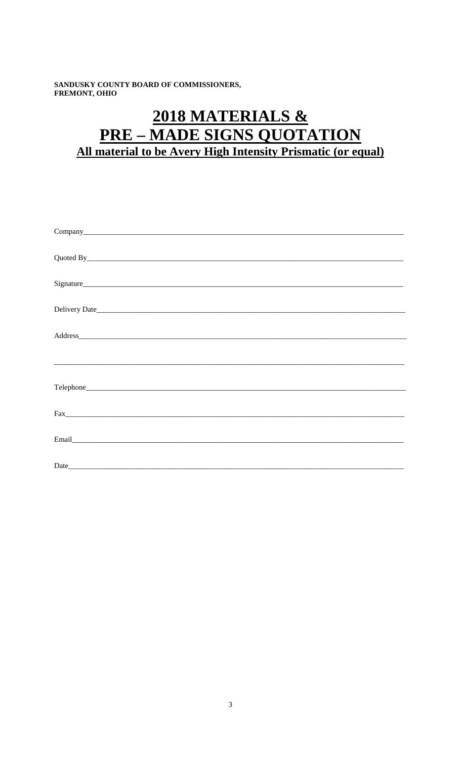**SANDUSKY COUNTY BOARD OF COMMISSIONERS,**
**FREMONT, OHIO**

# 2018 MATERIALS & PRE – MADE SIGNS QUOTATION

## All material to be Avery High Intensity Prismatic (or equal)

Company______________________________________________________________________________

Quoted By____________________________________________________________________________

Signature_____________________________________________________________________________

Delivery Date_________________________________________________________________________

Address______________________________________________________________________________

_____________________________________________________________________________________

Telephone____________________________________________________________________________

Fax__________________________________________________________________________________

Email________________________________________________________________________________

Date_________________________________________________________________________________